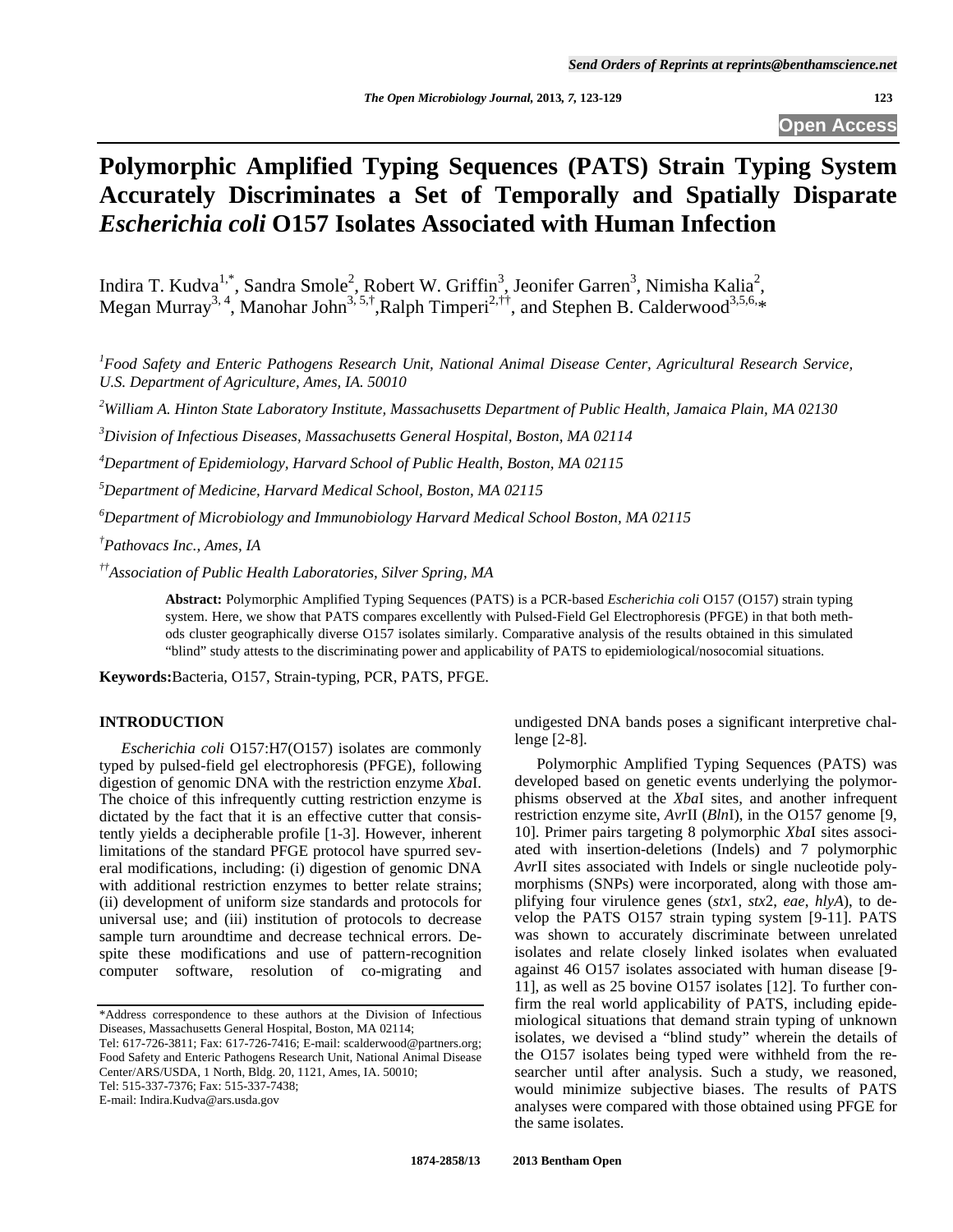# Polymorphic Amplified Typing Sequences (PATS) Strain Typing System Accurately Discriminates a Set of Temporally and Spatially Disparate *Escherichia coli* O157 Isolates Associated with Human Infection

Indira T. Kudva[1,*], Sandra Smole[2], Robert W. Griffin[3], Jeonifer Garren[3], Nimisha Kalia[2], Megan Murray[3,4], Manohar John[3,5,†], Ralph Timperi[2,††], and Stephen B. Calderwood[3,5,6,*]

[1]*Food Safety and Enteric Pathogens Research Unit, National Animal Disease Center, Agricultural Research Service, U.S. Department of Agriculture, Ames, IA. 50010*

[2]*William A. Hinton State Laboratory Institute, Massachusetts Department of Public Health, Jamaica Plain, MA 02130*

[3]*Division of Infectious Diseases, Massachusetts General Hospital, Boston, MA 02114*

[4]*Department of Epidemiology, Harvard School of Public Health, Boston, MA 02115*

[5]*Department of Medicine, Harvard Medical School, Boston, MA 02115*

[6]*Department of Microbiology and Immunobiology Harvard Medical School Boston, MA 02115*

[†]*Pathovacs Inc., Ames, IA*

[††]*Association of Public Health Laboratories, Silver Spring, MA*

**Abstract:** Polymorphic Amplified Typing Sequences (PATS) is a PCR-based *Escherichia coli* O157 (O157) strain typing system. Here, we show that PATS compares excellently with Pulsed-Field Gel Electrophoresis (PFGE) in that both methods cluster geographically diverse O157 isolates similarly. Comparative analysis of the results obtained in this simulated "blind" study attests to the discriminating power and applicability of PATS to epidemiological/nosocomial situations.

**Keywords:** Bacteria, O157, Strain-typing, PCR, PATS, PFGE.

## INTRODUCTION

*Escherichia coli* O157:H7(O157) isolates are commonly typed by pulsed-field gel electrophoresis (PFGE), following digestion of genomic DNA with the restriction enzyme *Xba*I. The choice of this infrequently cutting restriction enzyme is dictated by the fact that it is an effective cutter that consistently yields a decipherable profile [1-3]. However, inherent limitations of the standard PFGE protocol have spurred several modifications, including: (i) digestion of genomic DNA with additional restriction enzymes to better relate strains; (ii) development of uniform size standards and protocols for universal use; and (iii) institution of protocols to decrease sample turn aroundtime and decrease technical errors. Despite these modifications and use of pattern-recognition computer software, resolution of co-migrating and undigested DNA bands poses a significant interpretive challenge [2-8].

Polymorphic Amplified Typing Sequences (PATS) was developed based on genetic events underlying the polymorphisms observed at the *Xba*I sites, and another infrequent restriction enzyme site, *Avr*II (*Bln*I), in the O157 genome [9, 10]. Primer pairs targeting 8 polymorphic *Xba*I sites associated with insertion-deletions (Indels) and 7 polymorphic *Avr*II sites associated with Indels or single nucleotide polymorphisms (SNPs) were incorporated, along with those amplifying four virulence genes (*stx*1, *stx*2, *eae*, *hlyA*), to develop the PATS O157 strain typing system [9-11]. PATS was shown to accurately discriminate between unrelated isolates and relate closely linked isolates when evaluated against 46 O157 isolates associated with human disease [9-11], as well as 25 bovine O157 isolates [12]. To further confirm the real world applicability of PATS, including epidemiological situations that demand strain typing of unknown isolates, we devised a "blind study" wherein the details of the O157 isolates being typed were withheld from the researcher until after analysis. Such a study, we reasoned, would minimize subjective biases. The results of PATS analyses were compared with those obtained using PFGE for the same isolates.

*Address correspondence to these authors at the Division of Infectious Diseases, Massachusetts General Hospital, Boston, MA 02114; Tel: 617-726-3811; Fax: 617-726-7416; E-mail: scalderwood@partners.org; Food Safety and Enteric Pathogens Research Unit, National Animal Disease Center/ARS/USDA, 1 North, Bldg. 20, 1121, Ames, IA. 50010; Tel: 515-337-7376; Fax: 515-337-7438; E-mail: Indira.Kudva@ars.usda.gov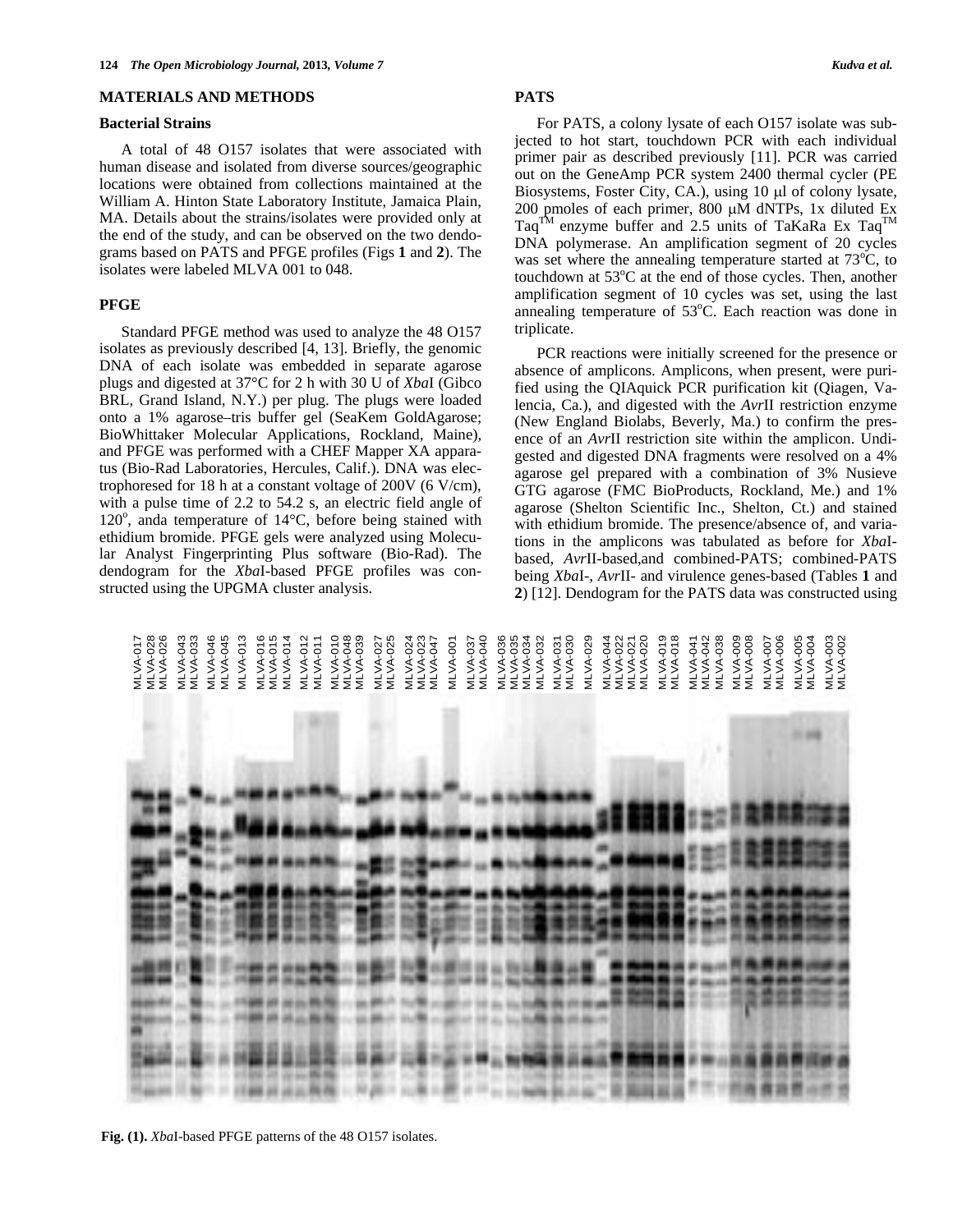## MATERIALS AND METHODS

### Bacterial Strains

A total of 48 O157 isolates that were associated with human disease and isolated from diverse sources/geographic locations were obtained from collections maintained at the William A. Hinton State Laboratory Institute, Jamaica Plain, MA. Details about the strains/isolates were provided only at the end of the study, and can be observed on the two dendograms based on PATS and PFGE profiles (Figs **1** and **2**). The isolates were labeled MLVA 001 to 048.

### PFGE

Standard PFGE method was used to analyze the 48 O157 isolates as previously described [4, 13]. Briefly, the genomic DNA of each isolate was embedded in separate agarose plugs and digested at 37°C for 2 h with 30 U of *Xba*I (Gibco BRL, Grand Island, N.Y.) per plug. The plugs were loaded onto a 1% agarose–tris buffer gel (SeaKem GoldAgarose; BioWhittaker Molecular Applications, Rockland, Maine), and PFGE was performed with a CHEF Mapper XA apparatus (Bio-Rad Laboratories, Hercules, Calif.). DNA was electrophoresed for 18 h at a constant voltage of 200V (6 V/cm), with a pulse time of 2.2 to 54.2 s, an electric field angle of 120°, anda temperature of 14°C, before being stained with ethidium bromide. PFGE gels were analyzed using Molecular Analyst Fingerprinting Plus software (Bio-Rad). The dendogram for the *Xba*I-based PFGE profiles was constructed using the UPGMA cluster analysis.

### PATS

For PATS, a colony lysate of each O157 isolate was subjected to hot start, touchdown PCR with each individual primer pair as described previously [11]. PCR was carried out on the GeneAmp PCR system 2400 thermal cycler (PE Biosystems, Foster City, CA.), using 10 µl of colony lysate, 200 pmoles of each primer, 800 µM dNTPs, 1x diluted Ex Taq™ enzyme buffer and 2.5 units of TaKaRa Ex Taq™ DNA polymerase. An amplification segment of 20 cycles was set where the annealing temperature started at 73°C, to touchdown at 53°C at the end of those cycles. Then, another amplification segment of 10 cycles was set, using the last annealing temperature of 53°C. Each reaction was done in triplicate.

PCR reactions were initially screened for the presence or absence of amplicons. Amplicons, when present, were purified using the QIAquick PCR purification kit (Qiagen, Valencia, Ca.), and digested with the *Avr*II restriction enzyme (New England Biolabs, Beverly, Ma.) to confirm the presence of an *Avr*II restriction site within the amplicon. Undigested and digested DNA fragments were resolved on a 4% agarose gel prepared with a combination of 3% Nusieve GTG agarose (FMC BioProducts, Rockland, Me.) and 1% agarose (Shelton Scientific Inc., Shelton, Ct.) and stained with ethidium bromide. The presence/absence of, and variations in the amplicons was tabulated as before for *Xba*I-based, *Avr*II-based,and combined-PATS; combined-PATS being *Xba*I-, *Avr*II- and virulence genes-based (Tables **1** and **2**) [12]. Dendogram for the PATS data was constructed using

**Fig. (1).** *Xba*I-based PFGE patterns of the 48 O157 isolates.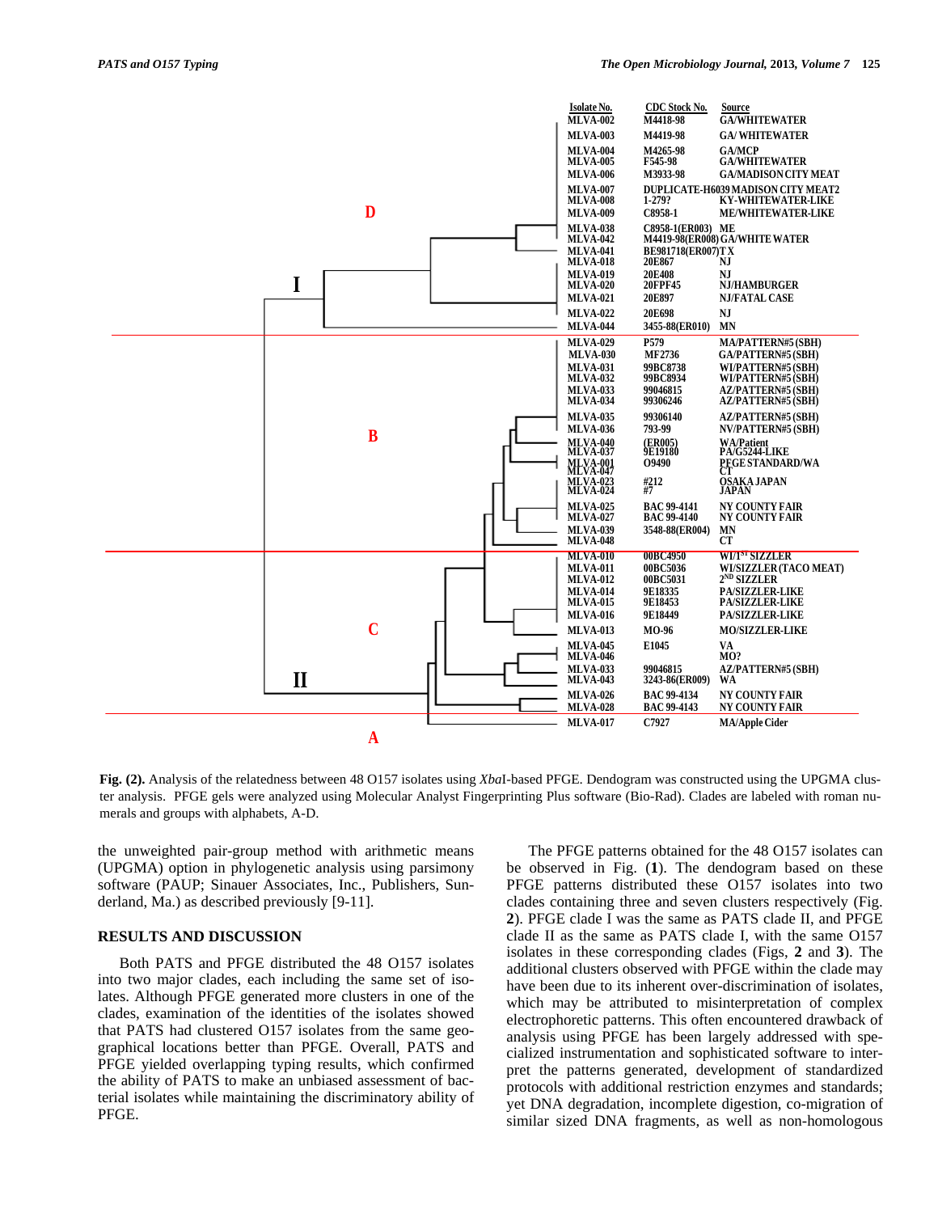| Clade | Group | Isolate No. | CDC Stock No. | Source |
|---|---|---|---|---|
| I | D | MLVA-002 | M4418-98 | GA/WHITEWATER |
| | | MLVA-003 | M4419-98 | GA/ WHITEWATER |
| | | MLVA-004 | M4265-98 | GA/MCP |
| | | MLVA-005 | F545-98 | GA/WHITEWATER |
| | | MLVA-006 | M3933-98 | GA/MADISON CITY MEAT |
| | | MLVA-007 | DUPLICATE-H6039 | MADISON CITY MEAT2 |
| | | MLVA-008 | 1-279? | KY-WHITEWATER-LIKE |
| | | MLVA-009 | C8958-1 | ME/WHITEWATER-LIKE |
| | | MLVA-038 | C8958-1(ER003) | ME |
| | | MLVA-042 | M4419-98(ER008) | GA/WHITE WATER |
| | | MLVA-041 | BE981718(ER007) | TX |
| | | MLVA-018 | 20E867 | NJ |
| | | MLVA-019 | 20E408 | NJ |
| | | MLVA-020 | 20FPF45 | NJ/HAMBURGER |
| | | MLVA-021 | 20E897 | NJ/FATAL CASE |
| | | MLVA-022 | 20E698 | NJ |
| | | MLVA-044 | 3455-88(ER010) | MN |
| II | B | MLVA-029 | P579 | MA/PATTERN#5 (SBH) |
| | | MLVA-030 | MF2736 | GA/PATTERN#5 (SBH) |
| | | MLVA-031 | 99BC8738 | WI/PATTERN#5 (SBH) |
| | | MLVA-032 | 99BC8934 | WI/PATTERN#5 (SBH) |
| | | MLVA-033 | 99046815 | AZ/PATTERN#5 (SBH) |
| | | MLVA-034 | 99306246 | AZ/PATTERN#5 (SBH) |
| | | MLVA-035 | 99306140 | AZ/PATTERN#5 (SBH) |
| | | MLVA-036 | 793-99 | NV/PATTERN#5 (SBH) |
| | | MLVA-040 | (ER005) | WA/Patient |
| | | MLVA-037 | 9E19180 | PA/G5244-LIKE |
| | | MLVA-001 | O9490 | PFGE STANDARD/WA |
| | | MLVA-047 | | CT |
| | | MLVA-023 | #212 | OSAKA JAPAN |
| | | MLVA-024 | #7 | JAPAN |
| | | MLVA-025 | BAC 99-4141 | NY COUNTY FAIR |
| | | MLVA-027 | BAC 99-4140 | NY COUNTY FAIR |
| | | MLVA-039 | 3548-88(ER004) | MN |
| | | MLVA-048 | | CT |
| | C | MLVA-010 | 00BC4950 | WI/1ST SIZZLER |
| | | MLVA-011 | 00BC5036 | WI/SIZZLER (TACO MEAT) |
| | | MLVA-012 | 00BC5031 | 2ND SIZZLER |
| | | MLVA-014 | 9E18335 | PA/SIZZLER-LIKE |
| | | MLVA-015 | 9E18453 | PA/SIZZLER-LIKE |
| | | MLVA-016 | 9E18449 | PA/SIZZLER-LIKE |
| | | MLVA-013 | MO-96 | MO/SIZZLER-LIKE |
| | | MLVA-045 | E1045 | VA |
| | | MLVA-046 | | MO? |
| | | MLVA-033 | 99046815 | AZ/PATTERN#5 (SBH) |
| | | MLVA-043 | 3243-86(ER009) | WA |
| | | MLVA-026 | BAC 99-4134 | NY COUNTY FAIR |
| | | MLVA-028 | BAC 99-4143 | NY COUNTY FAIR |
| | A | MLVA-017 | C7927 | MA/Apple Cider |

**Fig. (2).** Analysis of the relatedness between 48 O157 isolates using *Xba*I-based PFGE. Dendogram was constructed using the UPGMA cluster analysis. PFGE gels were analyzed using Molecular Analyst Fingerprinting Plus software (Bio-Rad). Clades are labeled with roman numerals and groups with alphabets, A-D.

the unweighted pair-group method with arithmetic means (UPGMA) option in phylogenetic analysis using parsimony software (PAUP; Sinauer Associates, Inc., Publishers, Sunderland, Ma.) as described previously [9-11].

## RESULTS AND DISCUSSION

Both PATS and PFGE distributed the 48 O157 isolates into two major clades, each including the same set of isolates. Although PFGE generated more clusters in one of the clades, examination of the identities of the isolates showed that PATS had clustered O157 isolates from the same geographical locations better than PFGE. Overall, PATS and PFGE yielded overlapping typing results, which confirmed the ability of PATS to make an unbiased assessment of bacterial isolates while maintaining the discriminatory ability of PFGE.

The PFGE patterns obtained for the 48 O157 isolates can be observed in Fig. (**1**). The dendogram based on these PFGE patterns distributed these O157 isolates into two clades containing three and seven clusters respectively (Fig. **2**). PFGE clade I was the same as PATS clade II, and PFGE clade II as the same as PATS clade I, with the same O157 isolates in these corresponding clades (Figs, **2** and **3**). The additional clusters observed with PFGE within the clade may have been due to its inherent over-discrimination of isolates, which may be attributed to misinterpretation of complex electrophoretic patterns. This often encountered drawback of analysis using PFGE has been largely addressed with specialized instrumentation and sophisticated software to interpret the patterns generated, development of standardized protocols with additional restriction enzymes and standards; yet DNA degradation, incomplete digestion, co-migration of similar sized DNA fragments, as well as non-homologous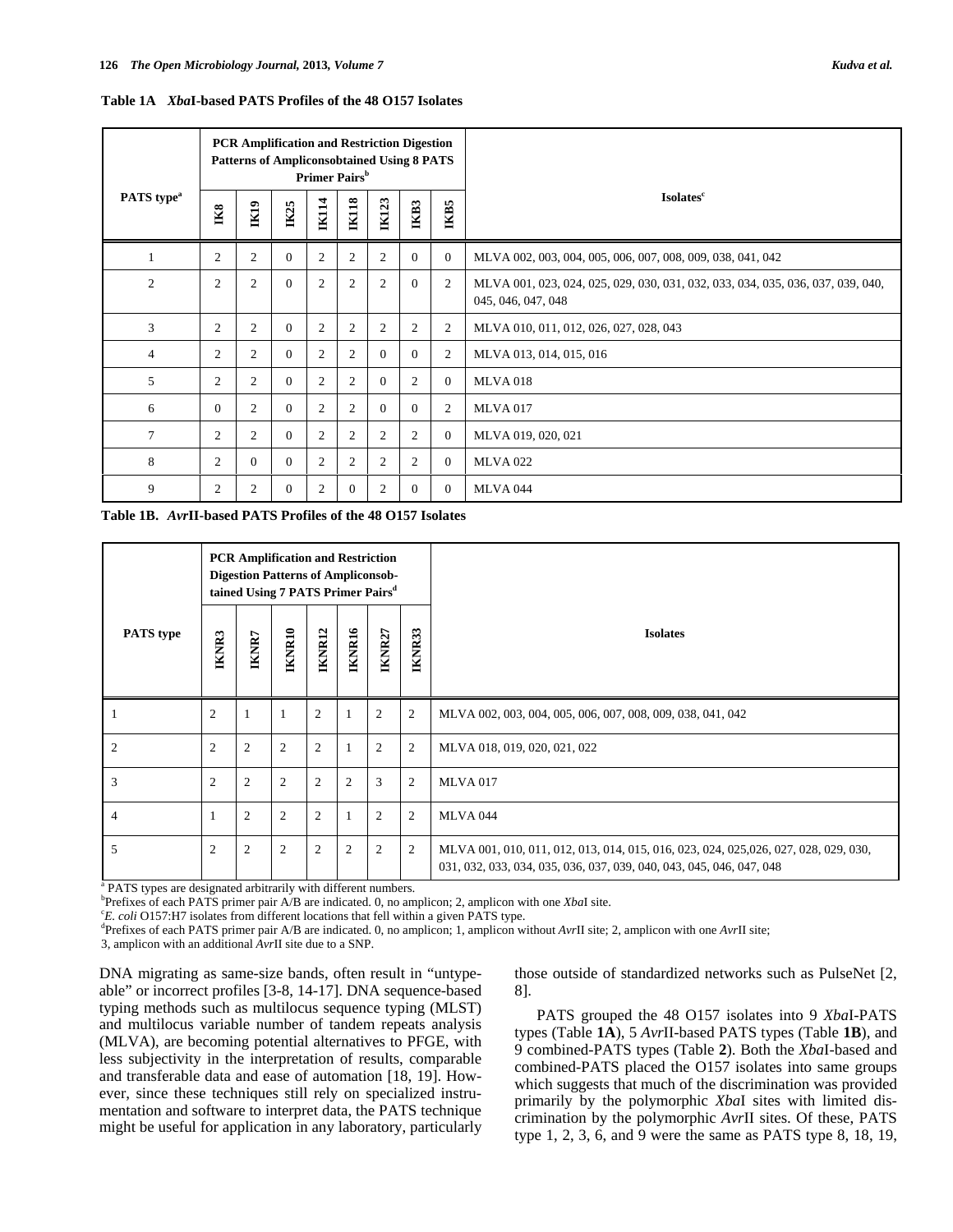**Table 1A** *Xba*I-based PATS Profiles of the 48 O157 Isolates

| PATS type[a] | PCR Amplification and Restriction Digestion Patterns of Ampliconsobtained Using 8 PATS Primer Pairs[b] | | | | | | | | Isolates[c] |
|---|---|---|---|---|---|---|---|---|---|
| | IK8 | IK19 | IK25 | IK114 | IK118 | IK123 | IKB3 | IKB5 | |
| 1 | 2 | 2 | 0 | 2 | 2 | 2 | 0 | 0 | MLVA 002, 003, 004, 005, 006, 007, 008, 009, 038, 041, 042 |
| 2 | 2 | 2 | 0 | 2 | 2 | 2 | 0 | 2 | MLVA 001, 023, 024, 025, 029, 030, 031, 032, 033, 034, 035, 036, 037, 039, 040, 045, 046, 047, 048 |
| 3 | 2 | 2 | 0 | 2 | 2 | 2 | 2 | 2 | MLVA 010, 011, 012, 026, 027, 028, 043 |
| 4 | 2 | 2 | 0 | 2 | 2 | 0 | 0 | 2 | MLVA 013, 014, 015, 016 |
| 5 | 2 | 2 | 0 | 2 | 2 | 0 | 2 | 0 | MLVA 018 |
| 6 | 0 | 2 | 0 | 2 | 2 | 0 | 0 | 2 | MLVA 017 |
| 7 | 2 | 2 | 0 | 2 | 2 | 2 | 2 | 0 | MLVA 019, 020, 021 |
| 8 | 2 | 0 | 0 | 2 | 2 | 2 | 2 | 0 | MLVA 022 |
| 9 | 2 | 2 | 0 | 2 | 0 | 2 | 0 | 0 | MLVA 044 |

**Table 1B.** *Avr*II-based PATS Profiles of the 48 O157 Isolates

| PATS type | PCR Amplification and Restriction Digestion Patterns of Ampliconsobtained Using 7 PATS Primer Pairs[d] | | | | | | | Isolates |
|---|---|---|---|---|---|---|---|---|
| | IKNR3 | IKNR7 | IKNR10 | IKNR12 | IKNR16 | IKNR27 | IKNR33 | |
| 1 | 2 | 1 | 1 | 2 | 1 | 2 | 2 | MLVA 002, 003, 004, 005, 006, 007, 008, 009, 038, 041, 042 |
| 2 | 2 | 2 | 2 | 2 | 1 | 2 | 2 | MLVA 018, 019, 020, 021, 022 |
| 3 | 2 | 2 | 2 | 2 | 2 | 3 | 2 | MLVA 017 |
| 4 | 1 | 2 | 2 | 2 | 1 | 2 | 2 | MLVA 044 |
| 5 | 2 | 2 | 2 | 2 | 2 | 2 | 2 | MLVA 001, 010, 011, 012, 013, 014, 015, 016, 023, 024, 025,026, 027, 028, 029, 030, 031, 032, 033, 034, 035, 036, 037, 039, 040, 043, 045, 046, 047, 048 |

[a] PATS types are designated arbitrarily with different numbers.
[b] Prefixes of each PATS primer pair A/B are indicated. 0, no amplicon; 2, amplicon with one *Xba*I site.
[c] *E. coli* O157:H7 isolates from different locations that fell within a given PATS type.
[d] Prefixes of each PATS primer pair A/B are indicated. 0, no amplicon; 1, amplicon without *Avr*II site; 2, amplicon with one *Avr*II site;
3, amplicon with an additional *Avr*II site due to a SNP.

DNA migrating as same-size bands, often result in "untypeable" or incorrect profiles [3-8, 14-17]. DNA sequence-based typing methods such as multilocus sequence typing (MLST) and multilocus variable number of tandem repeats analysis (MLVA), are becoming potential alternatives to PFGE, with less subjectivity in the interpretation of results, comparable and transferable data and ease of automation [18, 19]. However, since these techniques still rely on specialized instrumentation and software to interpret data, the PATS technique might be useful for application in any laboratory, particularly those outside of standardized networks such as PulseNet [2, 8].

PATS grouped the 48 O157 isolates into 9 *Xba*I-PATS types (Table **1A**), 5 *Avr*II-based PATS types (Table **1B**), and 9 combined-PATS types (Table **2**). Both the *Xba*I-based and combined-PATS placed the O157 isolates into same groups which suggests that much of the discrimination was provided primarily by the polymorphic *Xba*I sites with limited discrimination by the polymorphic *Avr*II sites. Of these, PATS type 1, 2, 3, 6, and 9 were the same as PATS type 8, 18, 19,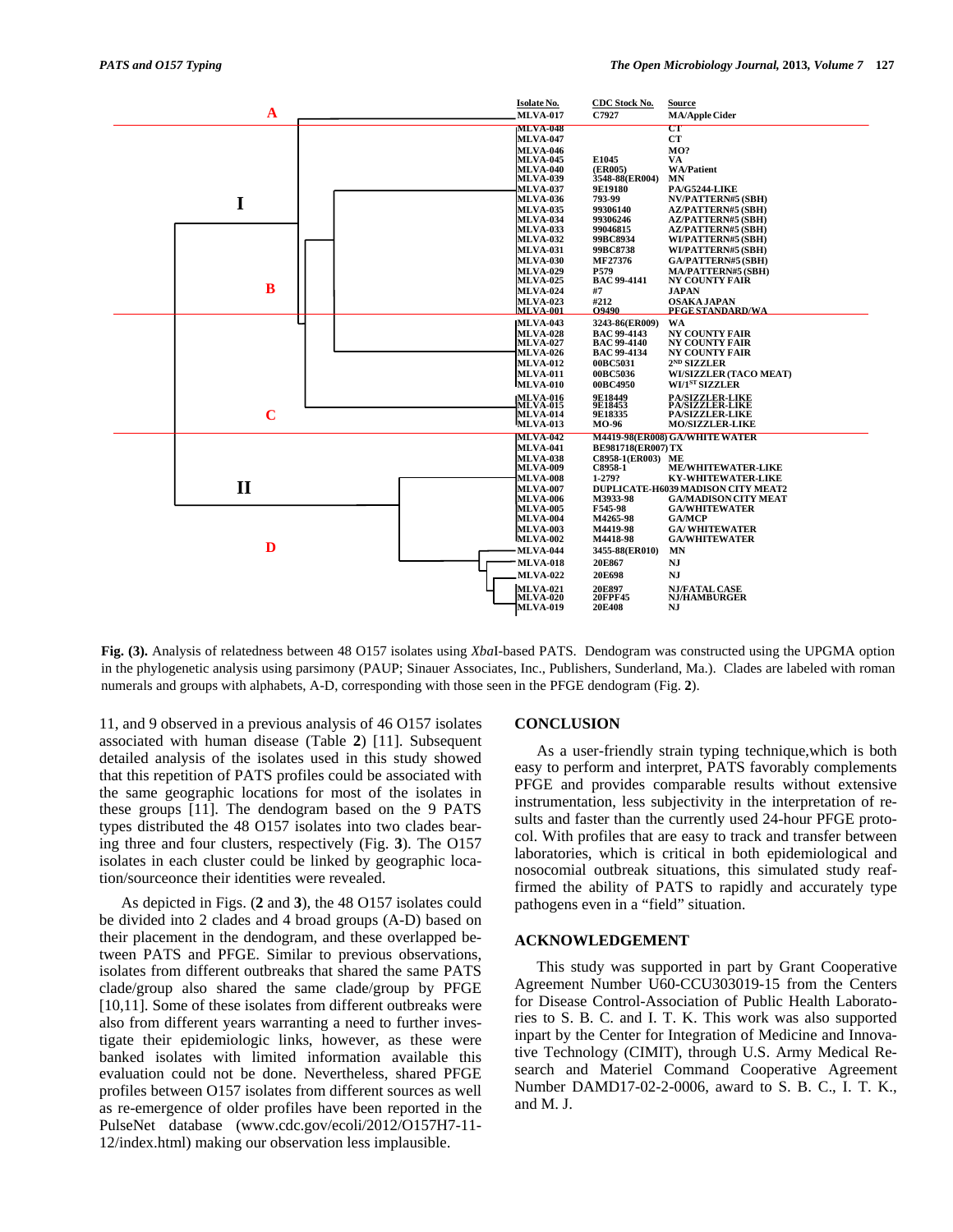| Isolate No. | CDC Stock No. | Source |
|---|---|---|
| MLVA-017 | C7927 | MA/Apple Cider |
| MLVA-048 | | CT |
| MLVA-047 | | CT |
| MLVA-046 | | MO? |
| MLVA-045 | E1045 | VA |
| MLVA-040 | (ER005) | WA/Patient |
| MLVA-039 | 3548-88(ER004) | MN |
| MLVA-037 | 9E19180 | PA/G5244-LIKE |
| MLVA-036 | 793-99 | NV/PATTERN#5 (SBH) |
| MLVA-035 | 99306140 | AZ/PATTERN#5 (SBH) |
| MLVA-034 | 99306246 | AZ/PATTERN#5 (SBH) |
| MLVA-033 | 99046815 | AZ/PATTERN#5 (SBH) |
| MLVA-032 | 99BC8934 | WI/PATTERN#5 (SBH) |
| MLVA-031 | 99BC8738 | WI/PATTERN#5 (SBH) |
| MLVA-030 | MF27376 | GA/PATTERN#5 (SBH) |
| MLVA-029 | P579 | MA/PATTERN#5 (SBH) |
| MLVA-025 | BAC 99-4141 | NY COUNTY FAIR |
| MLVA-024 | #7 | JAPAN |
| MLVA-023 | #212 | OSAKA JAPAN |
| MLVA-001 | O9490 | PFGE STANDARD/WA |
| MLVA-043 | 3243-86(ER009) | WA |
| MLVA-028 | BAC 99-4143 | NY COUNTY FAIR |
| MLVA-027 | BAC 99-4140 | NY COUNTY FAIR |
| MLVA-026 | BAC 99-4134 | NY COUNTY FAIR |
| MLVA-012 | 00BC5031 | 2ND SIZZLER |
| MLVA-011 | 00BC5036 | WI/SIZZLER (TACO MEAT) |
| MLVA-010 | 00BC4950 | WI/1ST SIZZLER |
| MLVA-016 | 9E18449 | PA/SIZZLER-LIKE |
| MLVA-015 | 9E18453 | PA/SIZZLER-LIKE |
| MLVA-014 | 9E18335 | PA/SIZZLER-LIKE |
| MLVA-013 | MO-96 | MO/SIZZLER-LIKE |
| MLVA-042 | M4419-98(ER008) | GA/WHITE WATER |
| MLVA-041 | BE981718(ER007) | TX |
| MLVA-038 | C8958-1(ER003) | ME |
| MLVA-009 | C8958-1 | ME/WHITEWATER-LIKE |
| MLVA-008 | 1-279? | KY-WHITEWATER-LIKE |
| MLVA-007 | DUPLICATE-H6039 | MADISON CITY MEAT2 |
| MLVA-006 | M3933-98 | GA/MADISON CITY MEAT |
| MLVA-005 | F545-98 | GA/WHITEWATER |
| MLVA-004 | M4265-98 | GA/MCP |
| MLVA-003 | M4419-98 | GA/ WHITEWATER |
| MLVA-002 | M4418-98 | GA/WHITEWATER |
| MLVA-044 | 3455-88(ER010) | MN |
| MLVA-018 | 20E867 | NJ |
| MLVA-022 | 20E698 | NJ |
| MLVA-021 | 20E897 | NJ/FATAL CASE |
| MLVA-020 | 20FPF45 | NJ/HAMBURGER |
| MLVA-019 | 20E408 | NJ |

**Fig. (3).** Analysis of relatedness between 48 O157 isolates using *Xba*I-based PATS. Dendogram was constructed using the UPGMA option in the phylogenetic analysis using parsimony (PAUP; Sinauer Associates, Inc., Publishers, Sunderland, Ma.). Clades are labeled with roman numerals and groups with alphabets, A-D, corresponding with those seen in the PFGE dendogram (Fig. **2**).

11, and 9 observed in a previous analysis of 46 O157 isolates associated with human disease (Table **2**) [11]. Subsequent detailed analysis of the isolates used in this study showed that this repetition of PATS profiles could be associated with the same geographic locations for most of the isolates in these groups [11]. The dendogram based on the 9 PATS types distributed the 48 O157 isolates into two clades bearing three and four clusters, respectively (Fig. **3**). The O157 isolates in each cluster could be linked by geographic location/sourceonce their identities were revealed.

As depicted in Figs. (**2** and **3**), the 48 O157 isolates could be divided into 2 clades and 4 broad groups (A-D) based on their placement in the dendogram, and these overlapped between PATS and PFGE. Similar to previous observations, isolates from different outbreaks that shared the same PATS clade/group also shared the same clade/group by PFGE [10,11]. Some of these isolates from different outbreaks were also from different years warranting a need to further investigate their epidemiologic links, however, as these were banked isolates with limited information available this evaluation could not be done. Nevertheless, shared PFGE profiles between O157 isolates from different sources as well as re-emergence of older profiles have been reported in the PulseNet database (www.cdc.gov/ecoli/2012/O157H7-11-12/index.html) making our observation less implausible.

## CONCLUSION

As a user-friendly strain typing technique,which is both easy to perform and interpret, PATS favorably complements PFGE and provides comparable results without extensive instrumentation, less subjectivity in the interpretation of results and faster than the currently used 24-hour PFGE protocol. With profiles that are easy to track and transfer between laboratories, which is critical in both epidemiological and nosocomial outbreak situations, this simulated study reaffirmed the ability of PATS to rapidly and accurately type pathogens even in a "field" situation.

## ACKNOWLEDGEMENT

This study was supported in part by Grant Cooperative Agreement Number U60-CCU303019-15 from the Centers for Disease Control-Association of Public Health Laboratories to S. B. C. and I. T. K. This work was also supported inpart by the Center for Integration of Medicine and Innovative Technology (CIMIT), through U.S. Army Medical Research and Materiel Command Cooperative Agreement Number DAMD17-02-2-0006, award to S. B. C., I. T. K., and M. J.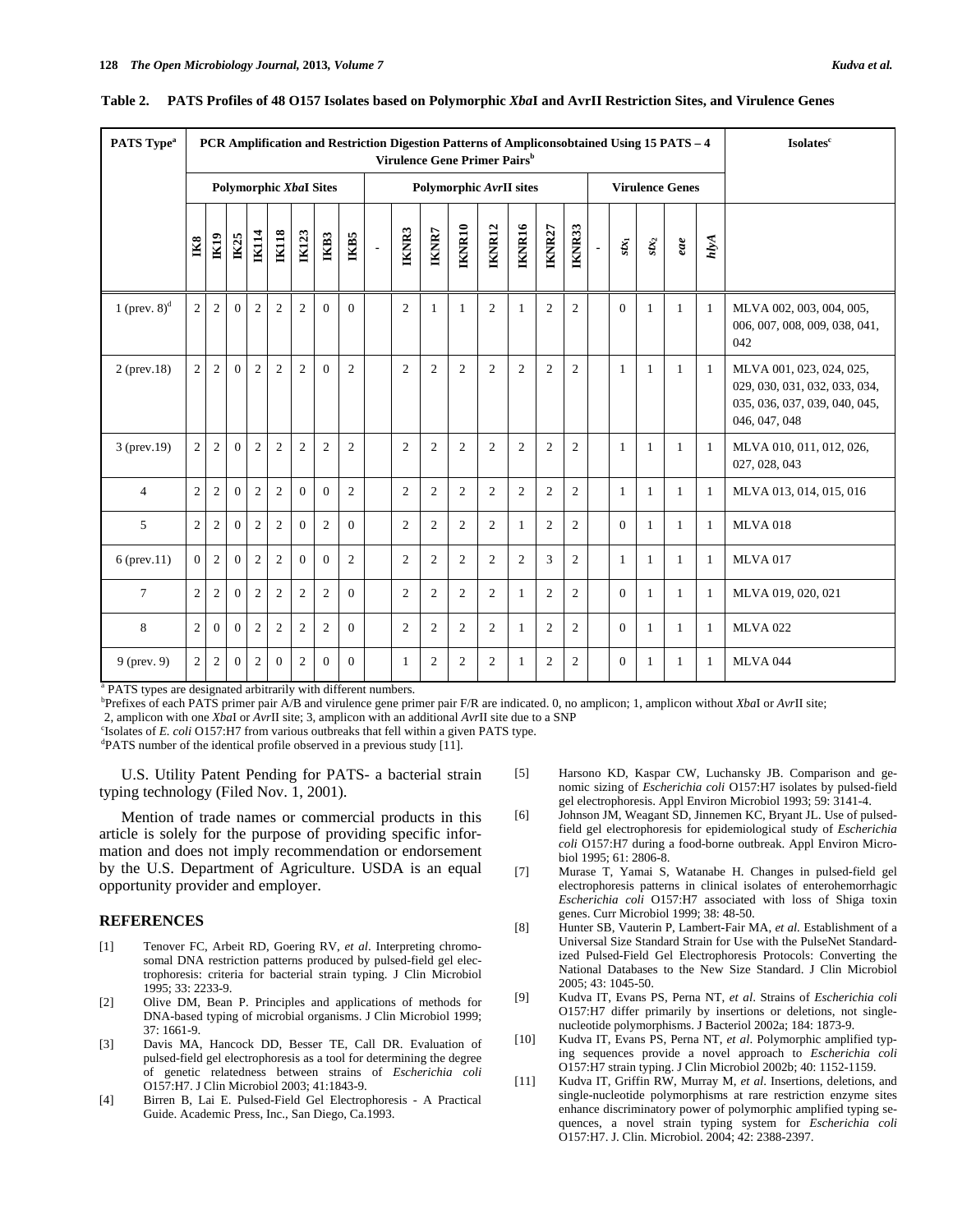**Table 2. PATS Profiles of 48 O157 Isolates based on Polymorphic *Xba*I and AvrII Restriction Sites, and Virulence Genes**

| PATS Type[a] | PCR Amplification and Restriction Digestion Patterns of Ampliconsobtained Using 15 PATS – 4 Virulence Gene Primer Pairs[b] | | | | | | | | | | | | | | | | | | | | | Isolates[c] |
|---|---|---|---|---|---|---|---|---|---|---|---|---|---|---|---|---|---|---|---|---|---|---|
| | Polymorphic *Xba*I Sites | | | | | | | | | Polymorphic *Avr*II sites | | | | | | | | Virulence Genes | | | | |
| | IK8 | IK19 | IK25 | IK114 | IK118 | IK123 | IKB3 | IKB5 | - | IKNR3 | IKNR7 | IKNR10 | IKNR12 | IKNR16 | IKNR27 | IKNR33 | - | $stx_1$ | $stx_2$ | *eae* | *hlyA* | |
| 1 (prev. 8)[d] | 2 | 2 | 0 | 2 | 2 | 2 | 0 | 0 | | 2 | 1 | 1 | 2 | 1 | 2 | 2 | | 0 | 1 | 1 | 1 | MLVA 002, 003, 004, 005, 006, 007, 008, 009, 038, 041, 042 |
| 2 (prev.18) | 2 | 2 | 0 | 2 | 2 | 2 | 0 | 2 | | 2 | 2 | 2 | 2 | 2 | 2 | 2 | | 1 | 1 | 1 | 1 | MLVA 001, 023, 024, 025, 029, 030, 031, 032, 033, 034, 035, 036, 037, 039, 040, 045, 046, 047, 048 |
| 3 (prev.19) | 2 | 2 | 0 | 2 | 2 | 2 | 2 | 2 | | 2 | 2 | 2 | 2 | 2 | 2 | 2 | | 1 | 1 | 1 | 1 | MLVA 010, 011, 012, 026, 027, 028, 043 |
| 4 | 2 | 2 | 0 | 2 | 2 | 0 | 0 | 2 | | 2 | 2 | 2 | 2 | 2 | 2 | 2 | | 1 | 1 | 1 | 1 | MLVA 013, 014, 015, 016 |
| 5 | 2 | 2 | 0 | 2 | 2 | 0 | 2 | 0 | | 2 | 2 | 2 | 2 | 1 | 2 | 2 | | 0 | 1 | 1 | 1 | MLVA 018 |
| 6 (prev.11) | 0 | 2 | 0 | 2 | 2 | 0 | 0 | 2 | | 2 | 2 | 2 | 2 | 2 | 3 | 2 | | 1 | 1 | 1 | 1 | MLVA 017 |
| 7 | 2 | 2 | 0 | 2 | 2 | 2 | 2 | 0 | | 2 | 2 | 2 | 2 | 1 | 2 | 2 | | 0 | 1 | 1 | 1 | MLVA 019, 020, 021 |
| 8 | 2 | 0 | 0 | 2 | 2 | 2 | 2 | 0 | | 2 | 2 | 2 | 2 | 1 | 2 | 2 | | 0 | 1 | 1 | 1 | MLVA 022 |
| 9 (prev. 9) | 2 | 2 | 0 | 2 | 0 | 2 | 0 | 0 | | 1 | 2 | 2 | 2 | 1 | 2 | 2 | | 0 | 1 | 1 | 1 | MLVA 044 |

[a] PATS types are designated arbitrarily with different numbers.
[b]Prefixes of each PATS primer pair A/B and virulence gene primer pair F/R are indicated. 0, no amplicon; 1, amplicon without *Xba*I or *Avr*II site; 2, amplicon with one *Xba*I or *Avr*II site; 3, amplicon with an additional *Avr*II site due to a SNP
[c]Isolates of *E. coli* O157:H7 from various outbreaks that fell within a given PATS type.
[d]PATS number of the identical profile observed in a previous study [11].

U.S. Utility Patent Pending for PATS- a bacterial strain typing technology (Filed Nov. 1, 2001).

Mention of trade names or commercial products in this article is solely for the purpose of providing specific information and does not imply recommendation or endorsement by the U.S. Department of Agriculture. USDA is an equal opportunity provider and employer.

## REFERENCES

[1] Tenover FC, Arbeit RD, Goering RV, *et al*. Interpreting chromosomal DNA restriction patterns produced by pulsed-field gel electrophoresis: criteria for bacterial strain typing. J Clin Microbiol 1995; 33: 2233-9.

[2] Olive DM, Bean P. Principles and applications of methods for DNA-based typing of microbial organisms. J Clin Microbiol 1999; 37: 1661-9.

[3] Davis MA, Hancock DD, Besser TE, Call DR. Evaluation of pulsed-field gel electrophoresis as a tool for determining the degree of genetic relatedness between strains of *Escherichia coli* O157:H7. J Clin Microbiol 2003; 41:1843-9.

[4] Birren B, Lai E. Pulsed-Field Gel Electrophoresis - A Practical Guide. Academic Press, Inc., San Diego, Ca.1993.

[5] Harsono KD, Kaspar CW, Luchansky JB. Comparison and genomic sizing of *Escherichia coli* O157:H7 isolates by pulsed-field gel electrophoresis. Appl Environ Microbiol 1993; 59: 3141-4.

[6] Johnson JM, Weagant SD, Jinnemen KC, Bryant JL. Use of pulsed-field gel electrophoresis for epidemiological study of *Escherichia coli* O157:H7 during a food-borne outbreak. Appl Environ Microbiol 1995; 61: 2806-8.

[7] Murase T, Yamai S, Watanabe H. Changes in pulsed-field gel electrophoresis patterns in clinical isolates of enterohemorrhagic *Escherichia coli* O157:H7 associated with loss of Shiga toxin genes. Curr Microbiol 1999; 38: 48-50.

[8] Hunter SB, Vauterin P, Lambert-Fair MA, *et al.* Establishment of a Universal Size Standard Strain for Use with the PulseNet Standardized Pulsed-Field Gel Electrophoresis Protocols: Converting the National Databases to the New Size Standard. J Clin Microbiol 2005; 43: 1045-50.

[9] Kudva IT, Evans PS, Perna NT, *et al*. Strains of *Escherichia coli* O157:H7 differ primarily by insertions or deletions, not single-nucleotide polymorphisms. J Bacteriol 2002a; 184: 1873-9.

[10] Kudva IT, Evans PS, Perna NT, *et al*. Polymorphic amplified typing sequences provide a novel approach to *Escherichia coli* O157:H7 strain typing. J Clin Microbiol 2002b; 40: 1152-1159.

[11] Kudva IT, Griffin RW, Murray M, *et al*. Insertions, deletions, and single-nucleotide polymorphisms at rare restriction enzyme sites enhance discriminatory power of polymorphic amplified typing sequences, a novel strain typing system for *Escherichia coli* O157:H7. J. Clin. Microbiol. 2004; 42: 2388-2397.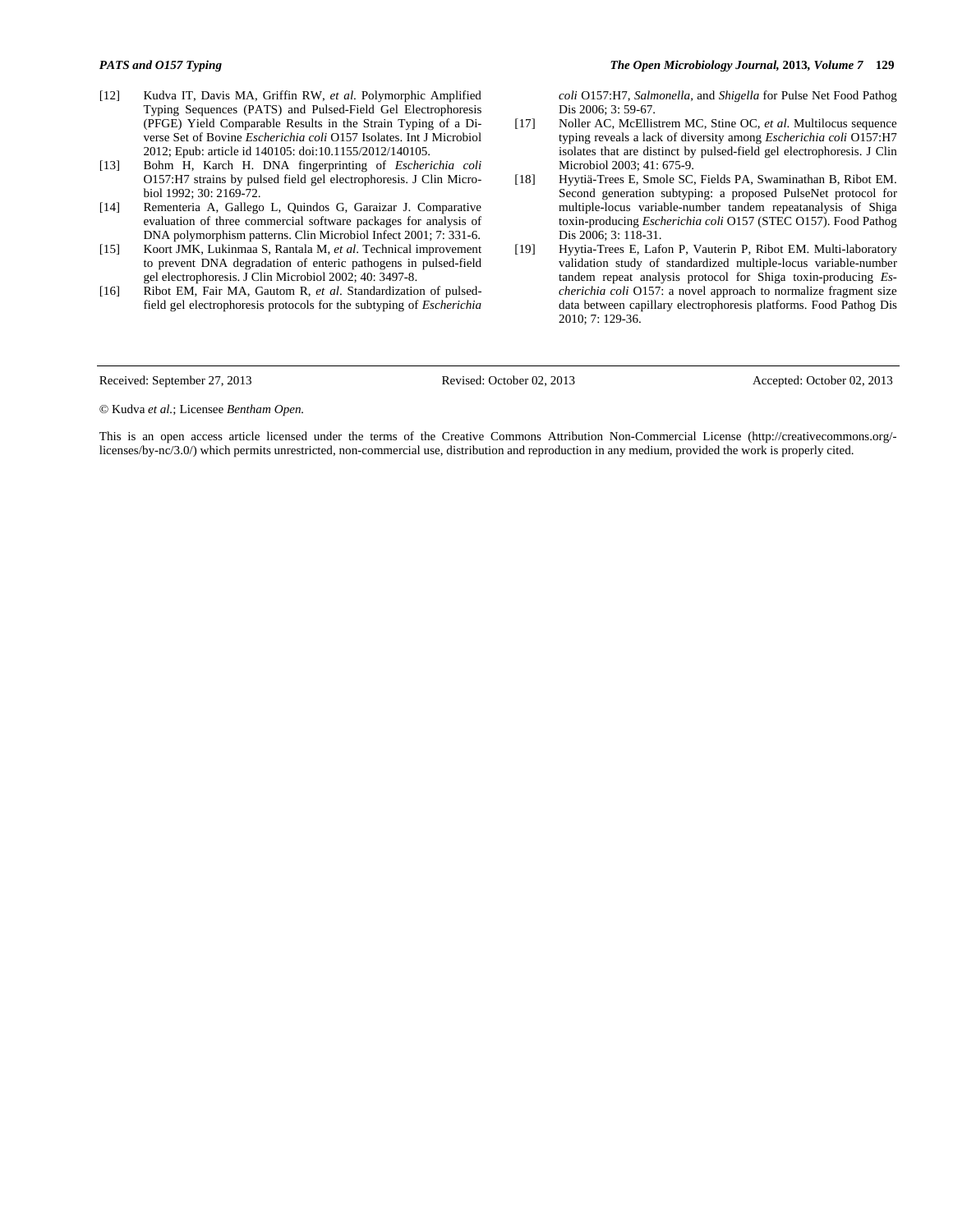[12] Kudva IT, Davis MA, Griffin RW, *et al*. Polymorphic Amplified Typing Sequences (PATS) and Pulsed-Field Gel Electrophoresis (PFGE) Yield Comparable Results in the Strain Typing of a Diverse Set of Bovine *Escherichia coli* O157 Isolates. Int J Microbiol 2012; Epub: article id 140105: doi:10.1155/2012/140105.

[13] Bohm H, Karch H. DNA fingerprinting of *Escherichia coli* O157:H7 strains by pulsed field gel electrophoresis. J Clin Microbiol 1992; 30: 2169-72.

[14] Rementeria A, Gallego L, Quindos G, Garaizar J. Comparative evaluation of three commercial software packages for analysis of DNA polymorphism patterns. Clin Microbiol Infect 2001; 7: 331-6.

[15] Koort JMK, Lukinmaa S, Rantala M, *et al*. Technical improvement to prevent DNA degradation of enteric pathogens in pulsed-field gel electrophoresis. J Clin Microbiol 2002; 40: 3497-8.

[16] Ribot EM, Fair MA, Gautom R, *et al*. Standardization of pulsed-field gel electrophoresis protocols for the subtyping of *Escherichia coli* O157:H7, *Salmonella*, and *Shigella* for Pulse Net Food Pathog Dis 2006; 3: 59-67.

[17] Noller AC, McEllistrem MC, Stine OC, *et al*. Multilocus sequence typing reveals a lack of diversity among *Escherichia coli* O157:H7 isolates that are distinct by pulsed-field gel electrophoresis. J Clin Microbiol 2003; 41: 675-9.

[18] Hyytiä-Trees E, Smole SC, Fields PA, Swaminathan B, Ribot EM. Second generation subtyping: a proposed PulseNet protocol for multiple-locus variable-number tandem repeatanalysis of Shiga toxin-producing *Escherichia coli* O157 (STEC O157). Food Pathog Dis 2006; 3: 118-31.

[19] Hyytia-Trees E, Lafon P, Vauterin P, Ribot EM. Multi-laboratory validation study of standardized multiple-locus variable-number tandem repeat analysis protocol for Shiga toxin-producing *Escherichia coli* O157: a novel approach to normalize fragment size data between capillary electrophoresis platforms. Food Pathog Dis 2010; 7: 129-36.

---

Received: September 27, 2013 Revised: October 02, 2013 Accepted: October 02, 2013

© Kudva *et al.*; Licensee *Bentham Open.*

This is an open access article licensed under the terms of the Creative Commons Attribution Non-Commercial License (http://creativecommons.org/-licenses/by-nc/3.0/) which permits unrestricted, non-commercial use, distribution and reproduction in any medium, provided the work is properly cited.